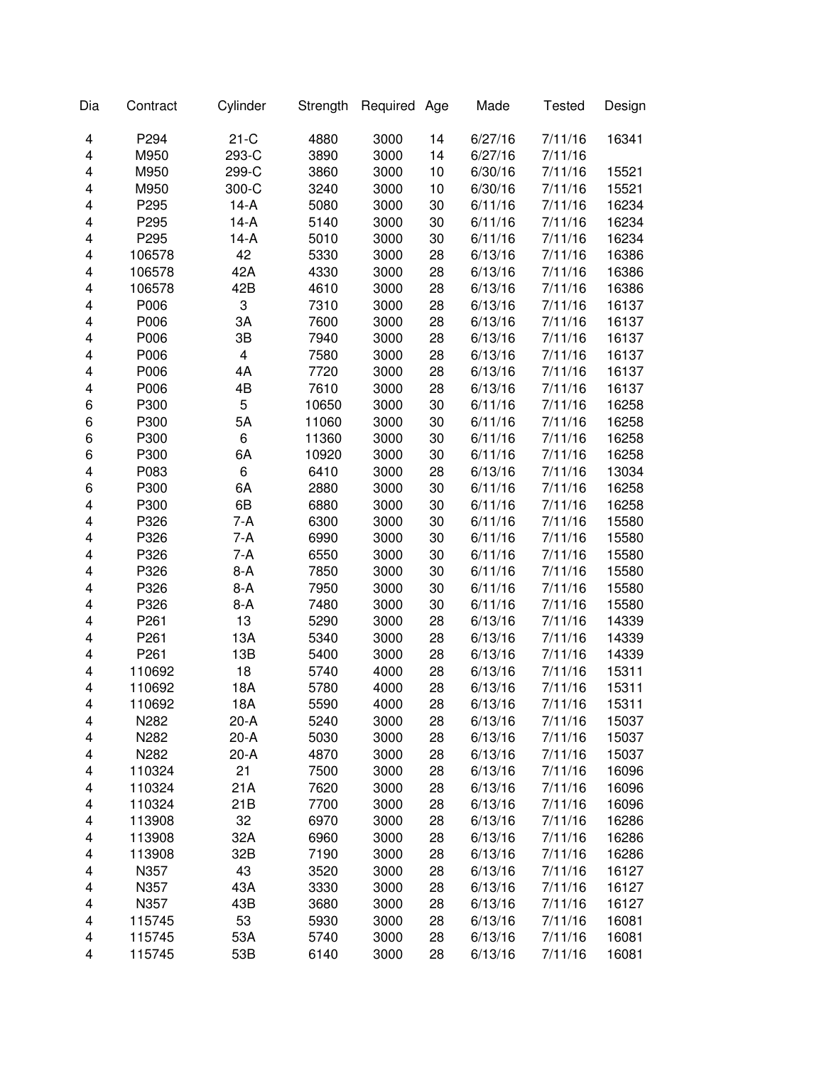| Dia | Contract | Cylinder | Strength | Required | Age | Made | Tested | Design |
|---|---|---|---|---|---|---|---|---|
| 4 | P294 | 21-C | 4880 | 3000 | 14 | 6/27/16 | 7/11/16 | 16341 |
| 4 | M950 | 293-C | 3890 | 3000 | 14 | 6/27/16 | 7/11/16 | |
| 4 | M950 | 299-C | 3860 | 3000 | 10 | 6/30/16 | 7/11/16 | 15521 |
| 4 | M950 | 300-C | 3240 | 3000 | 10 | 6/30/16 | 7/11/16 | 15521 |
| 4 | P295 | 14-A | 5080 | 3000 | 30 | 6/11/16 | 7/11/16 | 16234 |
| 4 | P295 | 14-A | 5140 | 3000 | 30 | 6/11/16 | 7/11/16 | 16234 |
| 4 | P295 | 14-A | 5010 | 3000 | 30 | 6/11/16 | 7/11/16 | 16234 |
| 4 | 106578 | 42 | 5330 | 3000 | 28 | 6/13/16 | 7/11/16 | 16386 |
| 4 | 106578 | 42A | 4330 | 3000 | 28 | 6/13/16 | 7/11/16 | 16386 |
| 4 | 106578 | 42B | 4610 | 3000 | 28 | 6/13/16 | 7/11/16 | 16386 |
| 4 | P006 | 3 | 7310 | 3000 | 28 | 6/13/16 | 7/11/16 | 16137 |
| 4 | P006 | 3A | 7600 | 3000 | 28 | 6/13/16 | 7/11/16 | 16137 |
| 4 | P006 | 3B | 7940 | 3000 | 28 | 6/13/16 | 7/11/16 | 16137 |
| 4 | P006 | 4 | 7580 | 3000 | 28 | 6/13/16 | 7/11/16 | 16137 |
| 4 | P006 | 4A | 7720 | 3000 | 28 | 6/13/16 | 7/11/16 | 16137 |
| 4 | P006 | 4B | 7610 | 3000 | 28 | 6/13/16 | 7/11/16 | 16137 |
| 6 | P300 | 5 | 10650 | 3000 | 30 | 6/11/16 | 7/11/16 | 16258 |
| 6 | P300 | 5A | 11060 | 3000 | 30 | 6/11/16 | 7/11/16 | 16258 |
| 6 | P300 | 6 | 11360 | 3000 | 30 | 6/11/16 | 7/11/16 | 16258 |
| 6 | P300 | 6A | 10920 | 3000 | 30 | 6/11/16 | 7/11/16 | 16258 |
| 4 | P083 | 6 | 6410 | 3000 | 28 | 6/13/16 | 7/11/16 | 13034 |
| 6 | P300 | 6A | 2880 | 3000 | 30 | 6/11/16 | 7/11/16 | 16258 |
| 4 | P300 | 6B | 6880 | 3000 | 30 | 6/11/16 | 7/11/16 | 16258 |
| 4 | P326 | 7-A | 6300 | 3000 | 30 | 6/11/16 | 7/11/16 | 15580 |
| 4 | P326 | 7-A | 6990 | 3000 | 30 | 6/11/16 | 7/11/16 | 15580 |
| 4 | P326 | 7-A | 6550 | 3000 | 30 | 6/11/16 | 7/11/16 | 15580 |
| 4 | P326 | 8-A | 7850 | 3000 | 30 | 6/11/16 | 7/11/16 | 15580 |
| 4 | P326 | 8-A | 7950 | 3000 | 30 | 6/11/16 | 7/11/16 | 15580 |
| 4 | P326 | 8-A | 7480 | 3000 | 30 | 6/11/16 | 7/11/16 | 15580 |
| 4 | P261 | 13 | 5290 | 3000 | 28 | 6/13/16 | 7/11/16 | 14339 |
| 4 | P261 | 13A | 5340 | 3000 | 28 | 6/13/16 | 7/11/16 | 14339 |
| 4 | P261 | 13B | 5400 | 3000 | 28 | 6/13/16 | 7/11/16 | 14339 |
| 4 | 110692 | 18 | 5740 | 4000 | 28 | 6/13/16 | 7/11/16 | 15311 |
| 4 | 110692 | 18A | 5780 | 4000 | 28 | 6/13/16 | 7/11/16 | 15311 |
| 4 | 110692 | 18A | 5590 | 4000 | 28 | 6/13/16 | 7/11/16 | 15311 |
| 4 | N282 | 20-A | 5240 | 3000 | 28 | 6/13/16 | 7/11/16 | 15037 |
| 4 | N282 | 20-A | 5030 | 3000 | 28 | 6/13/16 | 7/11/16 | 15037 |
| 4 | N282 | 20-A | 4870 | 3000 | 28 | 6/13/16 | 7/11/16 | 15037 |
| 4 | 110324 | 21 | 7500 | 3000 | 28 | 6/13/16 | 7/11/16 | 16096 |
| 4 | 110324 | 21A | 7620 | 3000 | 28 | 6/13/16 | 7/11/16 | 16096 |
| 4 | 110324 | 21B | 7700 | 3000 | 28 | 6/13/16 | 7/11/16 | 16096 |
| 4 | 113908 | 32 | 6970 | 3000 | 28 | 6/13/16 | 7/11/16 | 16286 |
| 4 | 113908 | 32A | 6960 | 3000 | 28 | 6/13/16 | 7/11/16 | 16286 |
| 4 | 113908 | 32B | 7190 | 3000 | 28 | 6/13/16 | 7/11/16 | 16286 |
| 4 | N357 | 43 | 3520 | 3000 | 28 | 6/13/16 | 7/11/16 | 16127 |
| 4 | N357 | 43A | 3330 | 3000 | 28 | 6/13/16 | 7/11/16 | 16127 |
| 4 | N357 | 43B | 3680 | 3000 | 28 | 6/13/16 | 7/11/16 | 16127 |
| 4 | 115745 | 53 | 5930 | 3000 | 28 | 6/13/16 | 7/11/16 | 16081 |
| 4 | 115745 | 53A | 5740 | 3000 | 28 | 6/13/16 | 7/11/16 | 16081 |
| 4 | 115745 | 53B | 6140 | 3000 | 28 | 6/13/16 | 7/11/16 | 16081 |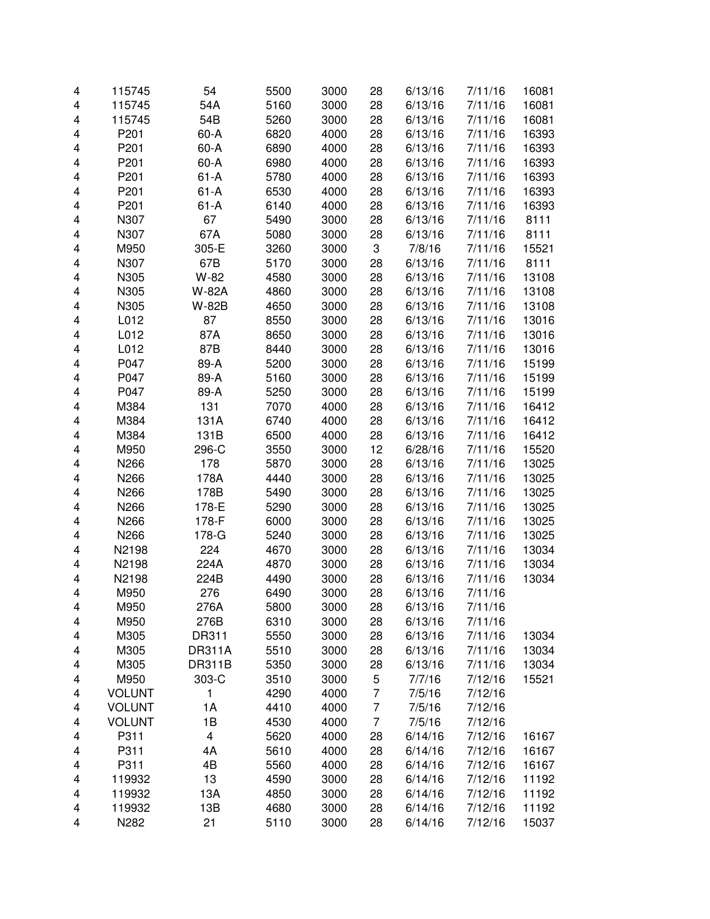| | | | | | | | | |
|---|---|---|---|---|---|---|---|---|
| 4 | 115745 | 54 | 5500 | 3000 | 28 | 6/13/16 | 7/11/16 | 16081 |
| 4 | 115745 | 54A | 5160 | 3000 | 28 | 6/13/16 | 7/11/16 | 16081 |
| 4 | 115745 | 54B | 5260 | 3000 | 28 | 6/13/16 | 7/11/16 | 16081 |
| 4 | P201 | 60-A | 6820 | 4000 | 28 | 6/13/16 | 7/11/16 | 16393 |
| 4 | P201 | 60-A | 6890 | 4000 | 28 | 6/13/16 | 7/11/16 | 16393 |
| 4 | P201 | 60-A | 6980 | 4000 | 28 | 6/13/16 | 7/11/16 | 16393 |
| 4 | P201 | 61-A | 5780 | 4000 | 28 | 6/13/16 | 7/11/16 | 16393 |
| 4 | P201 | 61-A | 6530 | 4000 | 28 | 6/13/16 | 7/11/16 | 16393 |
| 4 | P201 | 61-A | 6140 | 4000 | 28 | 6/13/16 | 7/11/16 | 16393 |
| 4 | N307 | 67 | 5490 | 3000 | 28 | 6/13/16 | 7/11/16 | 8111 |
| 4 | N307 | 67A | 5080 | 3000 | 28 | 6/13/16 | 7/11/16 | 8111 |
| 4 | M950 | 305-E | 3260 | 3000 | 3 | 7/8/16 | 7/11/16 | 15521 |
| 4 | N307 | 67B | 5170 | 3000 | 28 | 6/13/16 | 7/11/16 | 8111 |
| 4 | N305 | W-82 | 4580 | 3000 | 28 | 6/13/16 | 7/11/16 | 13108 |
| 4 | N305 | W-82A | 4860 | 3000 | 28 | 6/13/16 | 7/11/16 | 13108 |
| 4 | N305 | W-82B | 4650 | 3000 | 28 | 6/13/16 | 7/11/16 | 13108 |
| 4 | L012 | 87 | 8550 | 3000 | 28 | 6/13/16 | 7/11/16 | 13016 |
| 4 | L012 | 87A | 8650 | 3000 | 28 | 6/13/16 | 7/11/16 | 13016 |
| 4 | L012 | 87B | 8440 | 3000 | 28 | 6/13/16 | 7/11/16 | 13016 |
| 4 | P047 | 89-A | 5200 | 3000 | 28 | 6/13/16 | 7/11/16 | 15199 |
| 4 | P047 | 89-A | 5160 | 3000 | 28 | 6/13/16 | 7/11/16 | 15199 |
| 4 | P047 | 89-A | 5250 | 3000 | 28 | 6/13/16 | 7/11/16 | 15199 |
| 4 | M384 | 131 | 7070 | 4000 | 28 | 6/13/16 | 7/11/16 | 16412 |
| 4 | M384 | 131A | 6740 | 4000 | 28 | 6/13/16 | 7/11/16 | 16412 |
| 4 | M384 | 131B | 6500 | 4000 | 28 | 6/13/16 | 7/11/16 | 16412 |
| 4 | M950 | 296-C | 3550 | 3000 | 12 | 6/28/16 | 7/11/16 | 15520 |
| 4 | N266 | 178 | 5870 | 3000 | 28 | 6/13/16 | 7/11/16 | 13025 |
| 4 | N266 | 178A | 4440 | 3000 | 28 | 6/13/16 | 7/11/16 | 13025 |
| 4 | N266 | 178B | 5490 | 3000 | 28 | 6/13/16 | 7/11/16 | 13025 |
| 4 | N266 | 178-E | 5290 | 3000 | 28 | 6/13/16 | 7/11/16 | 13025 |
| 4 | N266 | 178-F | 6000 | 3000 | 28 | 6/13/16 | 7/11/16 | 13025 |
| 4 | N266 | 178-G | 5240 | 3000 | 28 | 6/13/16 | 7/11/16 | 13025 |
| 4 | N2198 | 224 | 4670 | 3000 | 28 | 6/13/16 | 7/11/16 | 13034 |
| 4 | N2198 | 224A | 4870 | 3000 | 28 | 6/13/16 | 7/11/16 | 13034 |
| 4 | N2198 | 224B | 4490 | 3000 | 28 | 6/13/16 | 7/11/16 | 13034 |
| 4 | M950 | 276 | 6490 | 3000 | 28 | 6/13/16 | 7/11/16 | |
| 4 | M950 | 276A | 5800 | 3000 | 28 | 6/13/16 | 7/11/16 | |
| 4 | M950 | 276B | 6310 | 3000 | 28 | 6/13/16 | 7/11/16 | |
| 4 | M305 | DR311 | 5550 | 3000 | 28 | 6/13/16 | 7/11/16 | 13034 |
| 4 | M305 | DR311A | 5510 | 3000 | 28 | 6/13/16 | 7/11/16 | 13034 |
| 4 | M305 | DR311B | 5350 | 3000 | 28 | 6/13/16 | 7/11/16 | 13034 |
| 4 | M950 | 303-C | 3510 | 3000 | 5 | 7/7/16 | 7/12/16 | 15521 |
| 4 | VOLUNT | 1 | 4290 | 4000 | 7 | 7/5/16 | 7/12/16 | |
| 4 | VOLUNT | 1A | 4410 | 4000 | 7 | 7/5/16 | 7/12/16 | |
| 4 | VOLUNT | 1B | 4530 | 4000 | 7 | 7/5/16 | 7/12/16 | |
| 4 | P311 | 4 | 5620 | 4000 | 28 | 6/14/16 | 7/12/16 | 16167 |
| 4 | P311 | 4A | 5610 | 4000 | 28 | 6/14/16 | 7/12/16 | 16167 |
| 4 | P311 | 4B | 5560 | 4000 | 28 | 6/14/16 | 7/12/16 | 16167 |
| 4 | 119932 | 13 | 4590 | 3000 | 28 | 6/14/16 | 7/12/16 | 11192 |
| 4 | 119932 | 13A | 4850 | 3000 | 28 | 6/14/16 | 7/12/16 | 11192 |
| 4 | 119932 | 13B | 4680 | 3000 | 28 | 6/14/16 | 7/12/16 | 11192 |
| 4 | N282 | 21 | 5110 | 3000 | 28 | 6/14/16 | 7/12/16 | 15037 |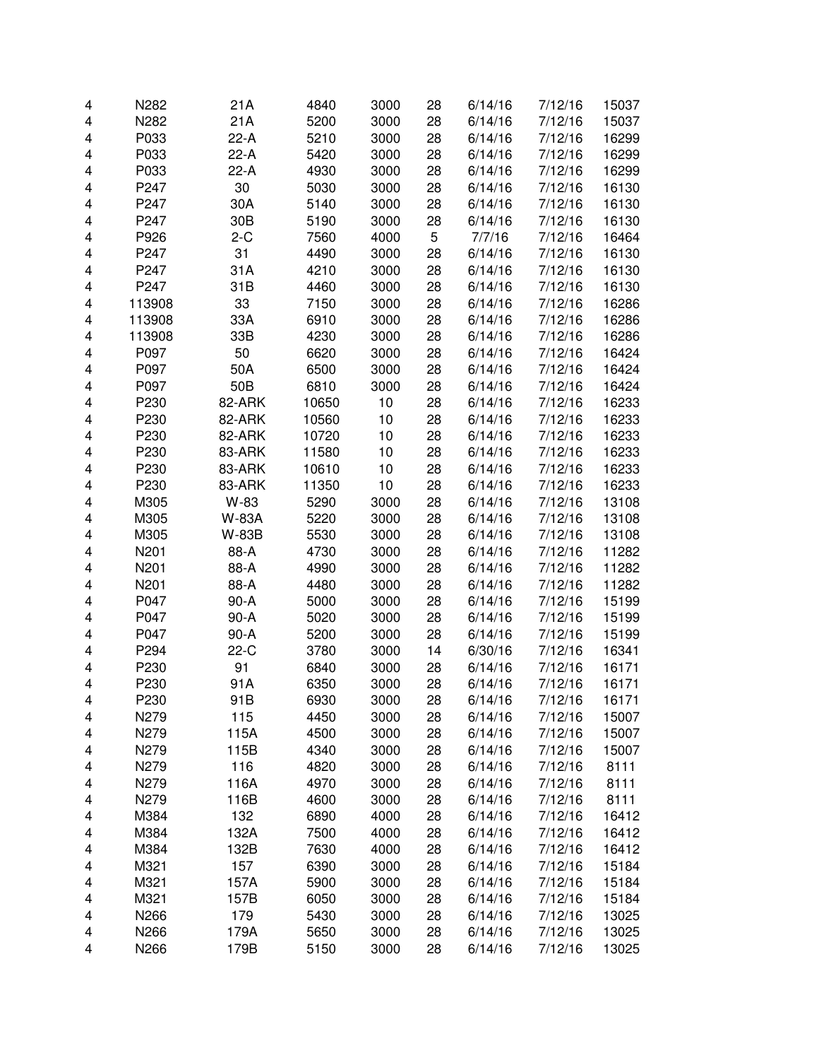| | | | | | | | | |
|---|---|---|---|---|---|---|---|---|
| 4 | N282 | 21A | 4840 | 3000 | 28 | 6/14/16 | 7/12/16 | 15037 |
| 4 | N282 | 21A | 5200 | 3000 | 28 | 6/14/16 | 7/12/16 | 15037 |
| 4 | P033 | 22-A | 5210 | 3000 | 28 | 6/14/16 | 7/12/16 | 16299 |
| 4 | P033 | 22-A | 5420 | 3000 | 28 | 6/14/16 | 7/12/16 | 16299 |
| 4 | P033 | 22-A | 4930 | 3000 | 28 | 6/14/16 | 7/12/16 | 16299 |
| 4 | P247 | 30 | 5030 | 3000 | 28 | 6/14/16 | 7/12/16 | 16130 |
| 4 | P247 | 30A | 5140 | 3000 | 28 | 6/14/16 | 7/12/16 | 16130 |
| 4 | P247 | 30B | 5190 | 3000 | 28 | 6/14/16 | 7/12/16 | 16130 |
| 4 | P926 | 2-C | 7560 | 4000 | 5 | 7/7/16 | 7/12/16 | 16464 |
| 4 | P247 | 31 | 4490 | 3000 | 28 | 6/14/16 | 7/12/16 | 16130 |
| 4 | P247 | 31A | 4210 | 3000 | 28 | 6/14/16 | 7/12/16 | 16130 |
| 4 | P247 | 31B | 4460 | 3000 | 28 | 6/14/16 | 7/12/16 | 16130 |
| 4 | 113908 | 33 | 7150 | 3000 | 28 | 6/14/16 | 7/12/16 | 16286 |
| 4 | 113908 | 33A | 6910 | 3000 | 28 | 6/14/16 | 7/12/16 | 16286 |
| 4 | 113908 | 33B | 4230 | 3000 | 28 | 6/14/16 | 7/12/16 | 16286 |
| 4 | P097 | 50 | 6620 | 3000 | 28 | 6/14/16 | 7/12/16 | 16424 |
| 4 | P097 | 50A | 6500 | 3000 | 28 | 6/14/16 | 7/12/16 | 16424 |
| 4 | P097 | 50B | 6810 | 3000 | 28 | 6/14/16 | 7/12/16 | 16424 |
| 4 | P230 | 82-ARK | 10650 | 10 | 28 | 6/14/16 | 7/12/16 | 16233 |
| 4 | P230 | 82-ARK | 10560 | 10 | 28 | 6/14/16 | 7/12/16 | 16233 |
| 4 | P230 | 82-ARK | 10720 | 10 | 28 | 6/14/16 | 7/12/16 | 16233 |
| 4 | P230 | 83-ARK | 11580 | 10 | 28 | 6/14/16 | 7/12/16 | 16233 |
| 4 | P230 | 83-ARK | 10610 | 10 | 28 | 6/14/16 | 7/12/16 | 16233 |
| 4 | P230 | 83-ARK | 11350 | 10 | 28 | 6/14/16 | 7/12/16 | 16233 |
| 4 | M305 | W-83 | 5290 | 3000 | 28 | 6/14/16 | 7/12/16 | 13108 |
| 4 | M305 | W-83A | 5220 | 3000 | 28 | 6/14/16 | 7/12/16 | 13108 |
| 4 | M305 | W-83B | 5530 | 3000 | 28 | 6/14/16 | 7/12/16 | 13108 |
| 4 | N201 | 88-A | 4730 | 3000 | 28 | 6/14/16 | 7/12/16 | 11282 |
| 4 | N201 | 88-A | 4990 | 3000 | 28 | 6/14/16 | 7/12/16 | 11282 |
| 4 | N201 | 88-A | 4480 | 3000 | 28 | 6/14/16 | 7/12/16 | 11282 |
| 4 | P047 | 90-A | 5000 | 3000 | 28 | 6/14/16 | 7/12/16 | 15199 |
| 4 | P047 | 90-A | 5020 | 3000 | 28 | 6/14/16 | 7/12/16 | 15199 |
| 4 | P047 | 90-A | 5200 | 3000 | 28 | 6/14/16 | 7/12/16 | 15199 |
| 4 | P294 | 22-C | 3780 | 3000 | 14 | 6/30/16 | 7/12/16 | 16341 |
| 4 | P230 | 91 | 6840 | 3000 | 28 | 6/14/16 | 7/12/16 | 16171 |
| 4 | P230 | 91A | 6350 | 3000 | 28 | 6/14/16 | 7/12/16 | 16171 |
| 4 | P230 | 91B | 6930 | 3000 | 28 | 6/14/16 | 7/12/16 | 16171 |
| 4 | N279 | 115 | 4450 | 3000 | 28 | 6/14/16 | 7/12/16 | 15007 |
| 4 | N279 | 115A | 4500 | 3000 | 28 | 6/14/16 | 7/12/16 | 15007 |
| 4 | N279 | 115B | 4340 | 3000 | 28 | 6/14/16 | 7/12/16 | 15007 |
| 4 | N279 | 116 | 4820 | 3000 | 28 | 6/14/16 | 7/12/16 | 8111 |
| 4 | N279 | 116A | 4970 | 3000 | 28 | 6/14/16 | 7/12/16 | 8111 |
| 4 | N279 | 116B | 4600 | 3000 | 28 | 6/14/16 | 7/12/16 | 8111 |
| 4 | M384 | 132 | 6890 | 4000 | 28 | 6/14/16 | 7/12/16 | 16412 |
| 4 | M384 | 132A | 7500 | 4000 | 28 | 6/14/16 | 7/12/16 | 16412 |
| 4 | M384 | 132B | 7630 | 4000 | 28 | 6/14/16 | 7/12/16 | 16412 |
| 4 | M321 | 157 | 6390 | 3000 | 28 | 6/14/16 | 7/12/16 | 15184 |
| 4 | M321 | 157A | 5900 | 3000 | 28 | 6/14/16 | 7/12/16 | 15184 |
| 4 | M321 | 157B | 6050 | 3000 | 28 | 6/14/16 | 7/12/16 | 15184 |
| 4 | N266 | 179 | 5430 | 3000 | 28 | 6/14/16 | 7/12/16 | 13025 |
| 4 | N266 | 179A | 5650 | 3000 | 28 | 6/14/16 | 7/12/16 | 13025 |
| 4 | N266 | 179B | 5150 | 3000 | 28 | 6/14/16 | 7/12/16 | 13025 |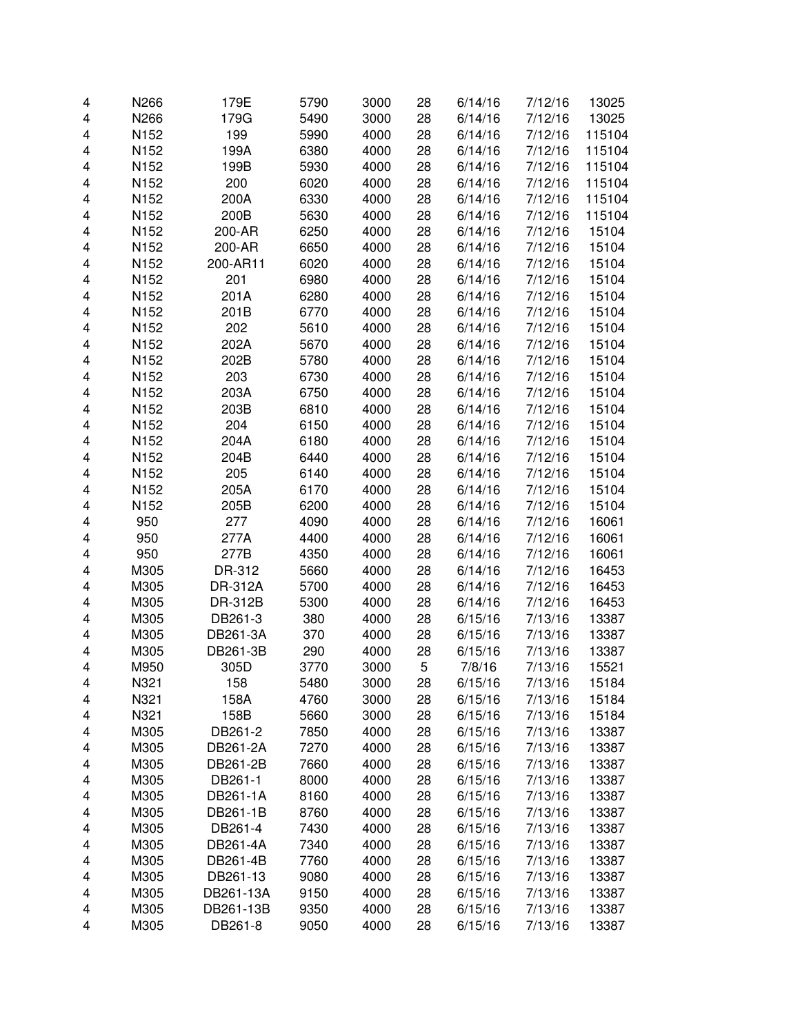| | | | | | | | | |
|---|---|---|---|---|---|---|---|---|
| 4 | N266 | 179E | 5790 | 3000 | 28 | 6/14/16 | 7/12/16 | 13025 |
| 4 | N266 | 179G | 5490 | 3000 | 28 | 6/14/16 | 7/12/16 | 13025 |
| 4 | N152 | 199 | 5990 | 4000 | 28 | 6/14/16 | 7/12/16 | 115104 |
| 4 | N152 | 199A | 6380 | 4000 | 28 | 6/14/16 | 7/12/16 | 115104 |
| 4 | N152 | 199B | 5930 | 4000 | 28 | 6/14/16 | 7/12/16 | 115104 |
| 4 | N152 | 200 | 6020 | 4000 | 28 | 6/14/16 | 7/12/16 | 115104 |
| 4 | N152 | 200A | 6330 | 4000 | 28 | 6/14/16 | 7/12/16 | 115104 |
| 4 | N152 | 200B | 5630 | 4000 | 28 | 6/14/16 | 7/12/16 | 115104 |
| 4 | N152 | 200-AR | 6250 | 4000 | 28 | 6/14/16 | 7/12/16 | 15104 |
| 4 | N152 | 200-AR | 6650 | 4000 | 28 | 6/14/16 | 7/12/16 | 15104 |
| 4 | N152 | 200-AR11 | 6020 | 4000 | 28 | 6/14/16 | 7/12/16 | 15104 |
| 4 | N152 | 201 | 6980 | 4000 | 28 | 6/14/16 | 7/12/16 | 15104 |
| 4 | N152 | 201A | 6280 | 4000 | 28 | 6/14/16 | 7/12/16 | 15104 |
| 4 | N152 | 201B | 6770 | 4000 | 28 | 6/14/16 | 7/12/16 | 15104 |
| 4 | N152 | 202 | 5610 | 4000 | 28 | 6/14/16 | 7/12/16 | 15104 |
| 4 | N152 | 202A | 5670 | 4000 | 28 | 6/14/16 | 7/12/16 | 15104 |
| 4 | N152 | 202B | 5780 | 4000 | 28 | 6/14/16 | 7/12/16 | 15104 |
| 4 | N152 | 203 | 6730 | 4000 | 28 | 6/14/16 | 7/12/16 | 15104 |
| 4 | N152 | 203A | 6750 | 4000 | 28 | 6/14/16 | 7/12/16 | 15104 |
| 4 | N152 | 203B | 6810 | 4000 | 28 | 6/14/16 | 7/12/16 | 15104 |
| 4 | N152 | 204 | 6150 | 4000 | 28 | 6/14/16 | 7/12/16 | 15104 |
| 4 | N152 | 204A | 6180 | 4000 | 28 | 6/14/16 | 7/12/16 | 15104 |
| 4 | N152 | 204B | 6440 | 4000 | 28 | 6/14/16 | 7/12/16 | 15104 |
| 4 | N152 | 205 | 6140 | 4000 | 28 | 6/14/16 | 7/12/16 | 15104 |
| 4 | N152 | 205A | 6170 | 4000 | 28 | 6/14/16 | 7/12/16 | 15104 |
| 4 | N152 | 205B | 6200 | 4000 | 28 | 6/14/16 | 7/12/16 | 15104 |
| 4 | 950 | 277 | 4090 | 4000 | 28 | 6/14/16 | 7/12/16 | 16061 |
| 4 | 950 | 277A | 4400 | 4000 | 28 | 6/14/16 | 7/12/16 | 16061 |
| 4 | 950 | 277B | 4350 | 4000 | 28 | 6/14/16 | 7/12/16 | 16061 |
| 4 | M305 | DR-312 | 5660 | 4000 | 28 | 6/14/16 | 7/12/16 | 16453 |
| 4 | M305 | DR-312A | 5700 | 4000 | 28 | 6/14/16 | 7/12/16 | 16453 |
| 4 | M305 | DR-312B | 5300 | 4000 | 28 | 6/14/16 | 7/12/16 | 16453 |
| 4 | M305 | DB261-3 | 380 | 4000 | 28 | 6/15/16 | 7/13/16 | 13387 |
| 4 | M305 | DB261-3A | 370 | 4000 | 28 | 6/15/16 | 7/13/16 | 13387 |
| 4 | M305 | DB261-3B | 290 | 4000 | 28 | 6/15/16 | 7/13/16 | 13387 |
| 4 | M950 | 305D | 3770 | 3000 | 5 | 7/8/16 | 7/13/16 | 15521 |
| 4 | N321 | 158 | 5480 | 3000 | 28 | 6/15/16 | 7/13/16 | 15184 |
| 4 | N321 | 158A | 4760 | 3000 | 28 | 6/15/16 | 7/13/16 | 15184 |
| 4 | N321 | 158B | 5660 | 3000 | 28 | 6/15/16 | 7/13/16 | 15184 |
| 4 | M305 | DB261-2 | 7850 | 4000 | 28 | 6/15/16 | 7/13/16 | 13387 |
| 4 | M305 | DB261-2A | 7270 | 4000 | 28 | 6/15/16 | 7/13/16 | 13387 |
| 4 | M305 | DB261-2B | 7660 | 4000 | 28 | 6/15/16 | 7/13/16 | 13387 |
| 4 | M305 | DB261-1 | 8000 | 4000 | 28 | 6/15/16 | 7/13/16 | 13387 |
| 4 | M305 | DB261-1A | 8160 | 4000 | 28 | 6/15/16 | 7/13/16 | 13387 |
| 4 | M305 | DB261-1B | 8760 | 4000 | 28 | 6/15/16 | 7/13/16 | 13387 |
| 4 | M305 | DB261-4 | 7430 | 4000 | 28 | 6/15/16 | 7/13/16 | 13387 |
| 4 | M305 | DB261-4A | 7340 | 4000 | 28 | 6/15/16 | 7/13/16 | 13387 |
| 4 | M305 | DB261-4B | 7760 | 4000 | 28 | 6/15/16 | 7/13/16 | 13387 |
| 4 | M305 | DB261-13 | 9080 | 4000 | 28 | 6/15/16 | 7/13/16 | 13387 |
| 4 | M305 | DB261-13A | 9150 | 4000 | 28 | 6/15/16 | 7/13/16 | 13387 |
| 4 | M305 | DB261-13B | 9350 | 4000 | 28 | 6/15/16 | 7/13/16 | 13387 |
| 4 | M305 | DB261-8 | 9050 | 4000 | 28 | 6/15/16 | 7/13/16 | 13387 |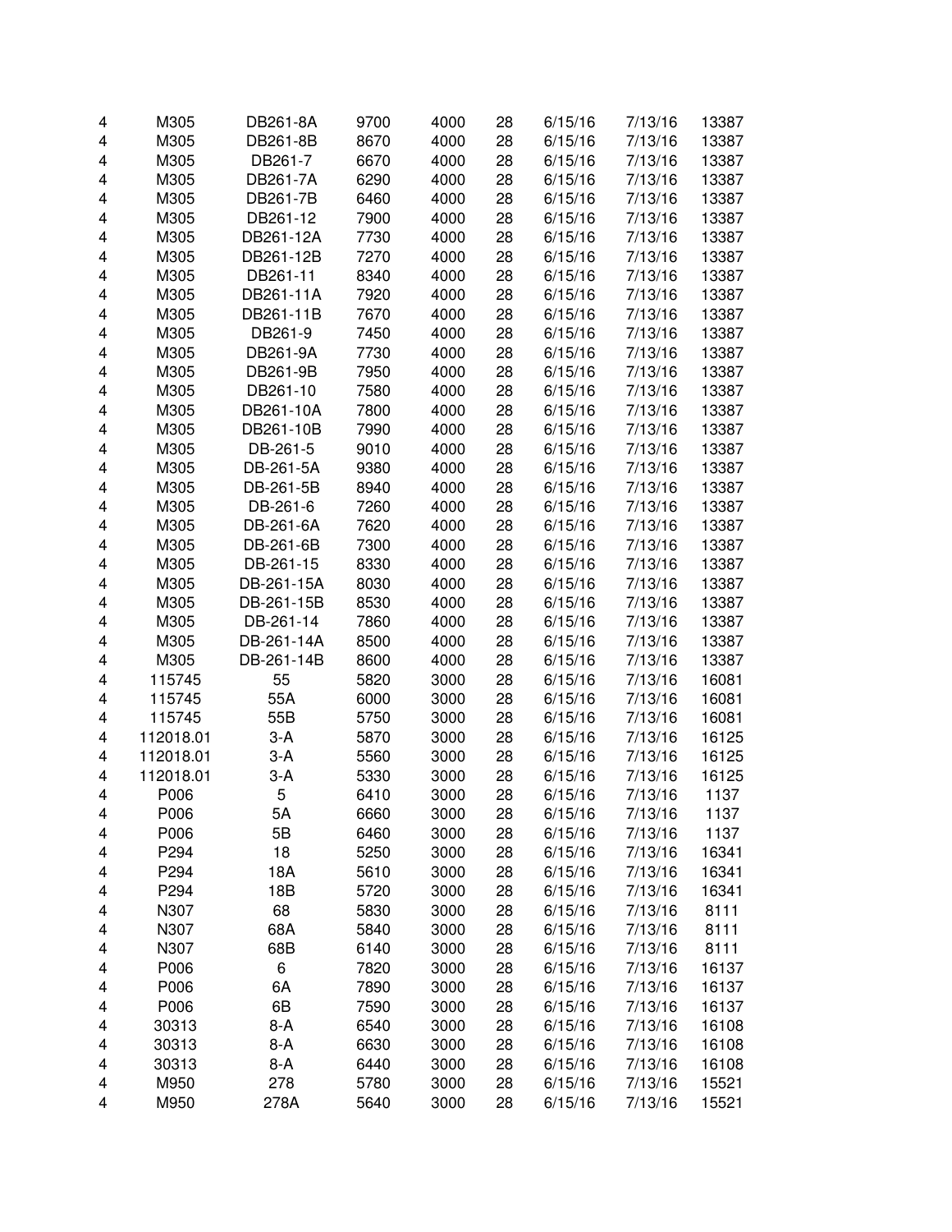| | | | | | | | | |
|---|---|---|---|---|---|---|---|---|
| 4 | M305 | DB261-8A | 9700 | 4000 | 28 | 6/15/16 | 7/13/16 | 13387 |
| 4 | M305 | DB261-8B | 8670 | 4000 | 28 | 6/15/16 | 7/13/16 | 13387 |
| 4 | M305 | DB261-7 | 6670 | 4000 | 28 | 6/15/16 | 7/13/16 | 13387 |
| 4 | M305 | DB261-7A | 6290 | 4000 | 28 | 6/15/16 | 7/13/16 | 13387 |
| 4 | M305 | DB261-7B | 6460 | 4000 | 28 | 6/15/16 | 7/13/16 | 13387 |
| 4 | M305 | DB261-12 | 7900 | 4000 | 28 | 6/15/16 | 7/13/16 | 13387 |
| 4 | M305 | DB261-12A | 7730 | 4000 | 28 | 6/15/16 | 7/13/16 | 13387 |
| 4 | M305 | DB261-12B | 7270 | 4000 | 28 | 6/15/16 | 7/13/16 | 13387 |
| 4 | M305 | DB261-11 | 8340 | 4000 | 28 | 6/15/16 | 7/13/16 | 13387 |
| 4 | M305 | DB261-11A | 7920 | 4000 | 28 | 6/15/16 | 7/13/16 | 13387 |
| 4 | M305 | DB261-11B | 7670 | 4000 | 28 | 6/15/16 | 7/13/16 | 13387 |
| 4 | M305 | DB261-9 | 7450 | 4000 | 28 | 6/15/16 | 7/13/16 | 13387 |
| 4 | M305 | DB261-9A | 7730 | 4000 | 28 | 6/15/16 | 7/13/16 | 13387 |
| 4 | M305 | DB261-9B | 7950 | 4000 | 28 | 6/15/16 | 7/13/16 | 13387 |
| 4 | M305 | DB261-10 | 7580 | 4000 | 28 | 6/15/16 | 7/13/16 | 13387 |
| 4 | M305 | DB261-10A | 7800 | 4000 | 28 | 6/15/16 | 7/13/16 | 13387 |
| 4 | M305 | DB261-10B | 7990 | 4000 | 28 | 6/15/16 | 7/13/16 | 13387 |
| 4 | M305 | DB-261-5 | 9010 | 4000 | 28 | 6/15/16 | 7/13/16 | 13387 |
| 4 | M305 | DB-261-5A | 9380 | 4000 | 28 | 6/15/16 | 7/13/16 | 13387 |
| 4 | M305 | DB-261-5B | 8940 | 4000 | 28 | 6/15/16 | 7/13/16 | 13387 |
| 4 | M305 | DB-261-6 | 7260 | 4000 | 28 | 6/15/16 | 7/13/16 | 13387 |
| 4 | M305 | DB-261-6A | 7620 | 4000 | 28 | 6/15/16 | 7/13/16 | 13387 |
| 4 | M305 | DB-261-6B | 7300 | 4000 | 28 | 6/15/16 | 7/13/16 | 13387 |
| 4 | M305 | DB-261-15 | 8330 | 4000 | 28 | 6/15/16 | 7/13/16 | 13387 |
| 4 | M305 | DB-261-15A | 8030 | 4000 | 28 | 6/15/16 | 7/13/16 | 13387 |
| 4 | M305 | DB-261-15B | 8530 | 4000 | 28 | 6/15/16 | 7/13/16 | 13387 |
| 4 | M305 | DB-261-14 | 7860 | 4000 | 28 | 6/15/16 | 7/13/16 | 13387 |
| 4 | M305 | DB-261-14A | 8500 | 4000 | 28 | 6/15/16 | 7/13/16 | 13387 |
| 4 | M305 | DB-261-14B | 8600 | 4000 | 28 | 6/15/16 | 7/13/16 | 13387 |
| 4 | 115745 | 55 | 5820 | 3000 | 28 | 6/15/16 | 7/13/16 | 16081 |
| 4 | 115745 | 55A | 6000 | 3000 | 28 | 6/15/16 | 7/13/16 | 16081 |
| 4 | 115745 | 55B | 5750 | 3000 | 28 | 6/15/16 | 7/13/16 | 16081 |
| 4 | 112018.01 | 3-A | 5870 | 3000 | 28 | 6/15/16 | 7/13/16 | 16125 |
| 4 | 112018.01 | 3-A | 5560 | 3000 | 28 | 6/15/16 | 7/13/16 | 16125 |
| 4 | 112018.01 | 3-A | 5330 | 3000 | 28 | 6/15/16 | 7/13/16 | 16125 |
| 4 | P006 | 5 | 6410 | 3000 | 28 | 6/15/16 | 7/13/16 | 1137 |
| 4 | P006 | 5A | 6660 | 3000 | 28 | 6/15/16 | 7/13/16 | 1137 |
| 4 | P006 | 5B | 6460 | 3000 | 28 | 6/15/16 | 7/13/16 | 1137 |
| 4 | P294 | 18 | 5250 | 3000 | 28 | 6/15/16 | 7/13/16 | 16341 |
| 4 | P294 | 18A | 5610 | 3000 | 28 | 6/15/16 | 7/13/16 | 16341 |
| 4 | P294 | 18B | 5720 | 3000 | 28 | 6/15/16 | 7/13/16 | 16341 |
| 4 | N307 | 68 | 5830 | 3000 | 28 | 6/15/16 | 7/13/16 | 8111 |
| 4 | N307 | 68A | 5840 | 3000 | 28 | 6/15/16 | 7/13/16 | 8111 |
| 4 | N307 | 68B | 6140 | 3000 | 28 | 6/15/16 | 7/13/16 | 8111 |
| 4 | P006 | 6 | 7820 | 3000 | 28 | 6/15/16 | 7/13/16 | 16137 |
| 4 | P006 | 6A | 7890 | 3000 | 28 | 6/15/16 | 7/13/16 | 16137 |
| 4 | P006 | 6B | 7590 | 3000 | 28 | 6/15/16 | 7/13/16 | 16137 |
| 4 | 30313 | 8-A | 6540 | 3000 | 28 | 6/15/16 | 7/13/16 | 16108 |
| 4 | 30313 | 8-A | 6630 | 3000 | 28 | 6/15/16 | 7/13/16 | 16108 |
| 4 | 30313 | 8-A | 6440 | 3000 | 28 | 6/15/16 | 7/13/16 | 16108 |
| 4 | M950 | 278 | 5780 | 3000 | 28 | 6/15/16 | 7/13/16 | 15521 |
| 4 | M950 | 278A | 5640 | 3000 | 28 | 6/15/16 | 7/13/16 | 15521 |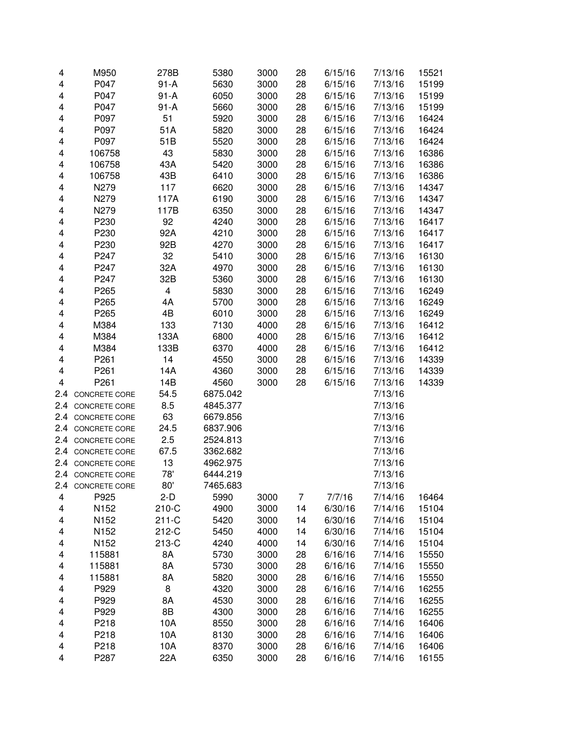| | | | | | | | | |
|---|---|---|---|---|---|---|---|---|
| 4 | M950 | 278B | 5380 | 3000 | 28 | 6/15/16 | 7/13/16 | 15521 |
| 4 | P047 | 91-A | 5630 | 3000 | 28 | 6/15/16 | 7/13/16 | 15199 |
| 4 | P047 | 91-A | 6050 | 3000 | 28 | 6/15/16 | 7/13/16 | 15199 |
| 4 | P047 | 91-A | 5660 | 3000 | 28 | 6/15/16 | 7/13/16 | 15199 |
| 4 | P097 | 51 | 5920 | 3000 | 28 | 6/15/16 | 7/13/16 | 16424 |
| 4 | P097 | 51A | 5820 | 3000 | 28 | 6/15/16 | 7/13/16 | 16424 |
| 4 | P097 | 51B | 5520 | 3000 | 28 | 6/15/16 | 7/13/16 | 16424 |
| 4 | 106758 | 43 | 5830 | 3000 | 28 | 6/15/16 | 7/13/16 | 16386 |
| 4 | 106758 | 43A | 5420 | 3000 | 28 | 6/15/16 | 7/13/16 | 16386 |
| 4 | 106758 | 43B | 6410 | 3000 | 28 | 6/15/16 | 7/13/16 | 16386 |
| 4 | N279 | 117 | 6620 | 3000 | 28 | 6/15/16 | 7/13/16 | 14347 |
| 4 | N279 | 117A | 6190 | 3000 | 28 | 6/15/16 | 7/13/16 | 14347 |
| 4 | N279 | 117B | 6350 | 3000 | 28 | 6/15/16 | 7/13/16 | 14347 |
| 4 | P230 | 92 | 4240 | 3000 | 28 | 6/15/16 | 7/13/16 | 16417 |
| 4 | P230 | 92A | 4210 | 3000 | 28 | 6/15/16 | 7/13/16 | 16417 |
| 4 | P230 | 92B | 4270 | 3000 | 28 | 6/15/16 | 7/13/16 | 16417 |
| 4 | P247 | 32 | 5410 | 3000 | 28 | 6/15/16 | 7/13/16 | 16130 |
| 4 | P247 | 32A | 4970 | 3000 | 28 | 6/15/16 | 7/13/16 | 16130 |
| 4 | P247 | 32B | 5360 | 3000 | 28 | 6/15/16 | 7/13/16 | 16130 |
| 4 | P265 | 4 | 5830 | 3000 | 28 | 6/15/16 | 7/13/16 | 16249 |
| 4 | P265 | 4A | 5700 | 3000 | 28 | 6/15/16 | 7/13/16 | 16249 |
| 4 | P265 | 4B | 6010 | 3000 | 28 | 6/15/16 | 7/13/16 | 16249 |
| 4 | M384 | 133 | 7130 | 4000 | 28 | 6/15/16 | 7/13/16 | 16412 |
| 4 | M384 | 133A | 6800 | 4000 | 28 | 6/15/16 | 7/13/16 | 16412 |
| 4 | M384 | 133B | 6370 | 4000 | 28 | 6/15/16 | 7/13/16 | 16412 |
| 4 | P261 | 14 | 4550 | 3000 | 28 | 6/15/16 | 7/13/16 | 14339 |
| 4 | P261 | 14A | 4360 | 3000 | 28 | 6/15/16 | 7/13/16 | 14339 |
| 4 | P261 | 14B | 4560 | 3000 | 28 | 6/15/16 | 7/13/16 | 14339 |
| 2.4 | CONCRETE CORE | 54.5 | 6875.042 | | | | 7/13/16 | |
| 2.4 | CONCRETE CORE | 8.5 | 4845.377 | | | | 7/13/16 | |
| 2.4 | CONCRETE CORE | 63 | 6679.856 | | | | 7/13/16 | |
| 2.4 | CONCRETE CORE | 24.5 | 6837.906 | | | | 7/13/16 | |
| 2.4 | CONCRETE CORE | 2.5 | 2524.813 | | | | 7/13/16 | |
| 2.4 | CONCRETE CORE | 67.5 | 3362.682 | | | | 7/13/16 | |
| 2.4 | CONCRETE CORE | 13 | 4962.975 | | | | 7/13/16 | |
| 2.4 | CONCRETE CORE | 78' | 6444.219 | | | | 7/13/16 | |
| 2.4 | CONCRETE CORE | 80' | 7465.683 | | | | 7/13/16 | |
| 4 | P925 | 2-D | 5990 | 3000 | 7 | 7/7/16 | 7/14/16 | 16464 |
| 4 | N152 | 210-C | 4900 | 3000 | 14 | 6/30/16 | 7/14/16 | 15104 |
| 4 | N152 | 211-C | 5420 | 3000 | 14 | 6/30/16 | 7/14/16 | 15104 |
| 4 | N152 | 212-C | 5450 | 4000 | 14 | 6/30/16 | 7/14/16 | 15104 |
| 4 | N152 | 213-C | 4240 | 4000 | 14 | 6/30/16 | 7/14/16 | 15104 |
| 4 | 115881 | 8A | 5730 | 3000 | 28 | 6/16/16 | 7/14/16 | 15550 |
| 4 | 115881 | 8A | 5730 | 3000 | 28 | 6/16/16 | 7/14/16 | 15550 |
| 4 | 115881 | 8A | 5820 | 3000 | 28 | 6/16/16 | 7/14/16 | 15550 |
| 4 | P929 | 8 | 4320 | 3000 | 28 | 6/16/16 | 7/14/16 | 16255 |
| 4 | P929 | 8A | 4530 | 3000 | 28 | 6/16/16 | 7/14/16 | 16255 |
| 4 | P929 | 8B | 4300 | 3000 | 28 | 6/16/16 | 7/14/16 | 16255 |
| 4 | P218 | 10A | 8550 | 3000 | 28 | 6/16/16 | 7/14/16 | 16406 |
| 4 | P218 | 10A | 8130 | 3000 | 28 | 6/16/16 | 7/14/16 | 16406 |
| 4 | P218 | 10A | 8370 | 3000 | 28 | 6/16/16 | 7/14/16 | 16406 |
| 4 | P287 | 22A | 6350 | 3000 | 28 | 6/16/16 | 7/14/16 | 16155 |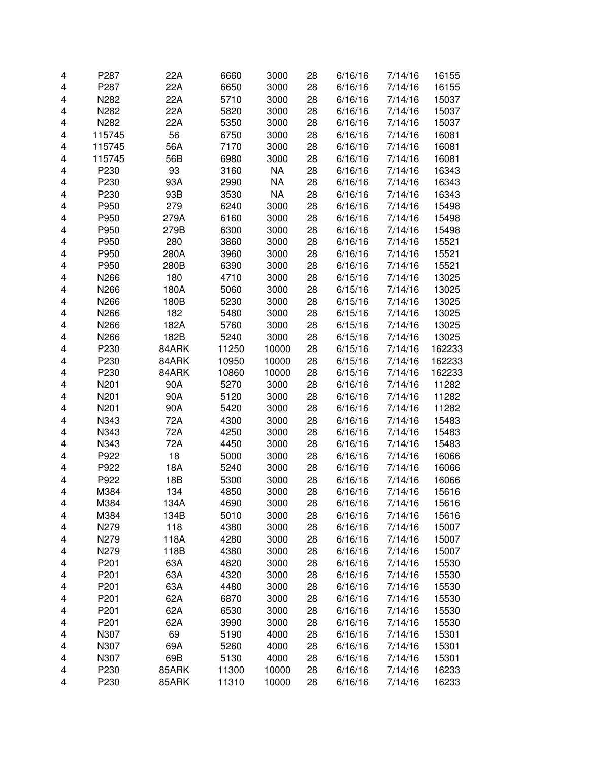| | | | | | | | | |
|---|---|---|---|---|---|---|---|---|
| 4 | P287 | 22A | 6660 | 3000 | 28 | 6/16/16 | 7/14/16 | 16155 |
| 4 | P287 | 22A | 6650 | 3000 | 28 | 6/16/16 | 7/14/16 | 16155 |
| 4 | N282 | 22A | 5710 | 3000 | 28 | 6/16/16 | 7/14/16 | 15037 |
| 4 | N282 | 22A | 5820 | 3000 | 28 | 6/16/16 | 7/14/16 | 15037 |
| 4 | N282 | 22A | 5350 | 3000 | 28 | 6/16/16 | 7/14/16 | 15037 |
| 4 | 115745 | 56 | 6750 | 3000 | 28 | 6/16/16 | 7/14/16 | 16081 |
| 4 | 115745 | 56A | 7170 | 3000 | 28 | 6/16/16 | 7/14/16 | 16081 |
| 4 | 115745 | 56B | 6980 | 3000 | 28 | 6/16/16 | 7/14/16 | 16081 |
| 4 | P230 | 93 | 3160 | NA | 28 | 6/16/16 | 7/14/16 | 16343 |
| 4 | P230 | 93A | 2990 | NA | 28 | 6/16/16 | 7/14/16 | 16343 |
| 4 | P230 | 93B | 3530 | NA | 28 | 6/16/16 | 7/14/16 | 16343 |
| 4 | P950 | 279 | 6240 | 3000 | 28 | 6/16/16 | 7/14/16 | 15498 |
| 4 | P950 | 279A | 6160 | 3000 | 28 | 6/16/16 | 7/14/16 | 15498 |
| 4 | P950 | 279B | 6300 | 3000 | 28 | 6/16/16 | 7/14/16 | 15498 |
| 4 | P950 | 280 | 3860 | 3000 | 28 | 6/16/16 | 7/14/16 | 15521 |
| 4 | P950 | 280A | 3960 | 3000 | 28 | 6/16/16 | 7/14/16 | 15521 |
| 4 | P950 | 280B | 6390 | 3000 | 28 | 6/16/16 | 7/14/16 | 15521 |
| 4 | N266 | 180 | 4710 | 3000 | 28 | 6/15/16 | 7/14/16 | 13025 |
| 4 | N266 | 180A | 5060 | 3000 | 28 | 6/15/16 | 7/14/16 | 13025 |
| 4 | N266 | 180B | 5230 | 3000 | 28 | 6/15/16 | 7/14/16 | 13025 |
| 4 | N266 | 182 | 5480 | 3000 | 28 | 6/15/16 | 7/14/16 | 13025 |
| 4 | N266 | 182A | 5760 | 3000 | 28 | 6/15/16 | 7/14/16 | 13025 |
| 4 | N266 | 182B | 5240 | 3000 | 28 | 6/15/16 | 7/14/16 | 13025 |
| 4 | P230 | 84ARK | 11250 | 10000 | 28 | 6/15/16 | 7/14/16 | 162233 |
| 4 | P230 | 84ARK | 10950 | 10000 | 28 | 6/15/16 | 7/14/16 | 162233 |
| 4 | P230 | 84ARK | 10860 | 10000 | 28 | 6/15/16 | 7/14/16 | 162233 |
| 4 | N201 | 90A | 5270 | 3000 | 28 | 6/16/16 | 7/14/16 | 11282 |
| 4 | N201 | 90A | 5120 | 3000 | 28 | 6/16/16 | 7/14/16 | 11282 |
| 4 | N201 | 90A | 5420 | 3000 | 28 | 6/16/16 | 7/14/16 | 11282 |
| 4 | N343 | 72A | 4300 | 3000 | 28 | 6/16/16 | 7/14/16 | 15483 |
| 4 | N343 | 72A | 4250 | 3000 | 28 | 6/16/16 | 7/14/16 | 15483 |
| 4 | N343 | 72A | 4450 | 3000 | 28 | 6/16/16 | 7/14/16 | 15483 |
| 4 | P922 | 18 | 5000 | 3000 | 28 | 6/16/16 | 7/14/16 | 16066 |
| 4 | P922 | 18A | 5240 | 3000 | 28 | 6/16/16 | 7/14/16 | 16066 |
| 4 | P922 | 18B | 5300 | 3000 | 28 | 6/16/16 | 7/14/16 | 16066 |
| 4 | M384 | 134 | 4850 | 3000 | 28 | 6/16/16 | 7/14/16 | 15616 |
| 4 | M384 | 134A | 4690 | 3000 | 28 | 6/16/16 | 7/14/16 | 15616 |
| 4 | M384 | 134B | 5010 | 3000 | 28 | 6/16/16 | 7/14/16 | 15616 |
| 4 | N279 | 118 | 4380 | 3000 | 28 | 6/16/16 | 7/14/16 | 15007 |
| 4 | N279 | 118A | 4280 | 3000 | 28 | 6/16/16 | 7/14/16 | 15007 |
| 4 | N279 | 118B | 4380 | 3000 | 28 | 6/16/16 | 7/14/16 | 15007 |
| 4 | P201 | 63A | 4820 | 3000 | 28 | 6/16/16 | 7/14/16 | 15530 |
| 4 | P201 | 63A | 4320 | 3000 | 28 | 6/16/16 | 7/14/16 | 15530 |
| 4 | P201 | 63A | 4480 | 3000 | 28 | 6/16/16 | 7/14/16 | 15530 |
| 4 | P201 | 62A | 6870 | 3000 | 28 | 6/16/16 | 7/14/16 | 15530 |
| 4 | P201 | 62A | 6530 | 3000 | 28 | 6/16/16 | 7/14/16 | 15530 |
| 4 | P201 | 62A | 3990 | 3000 | 28 | 6/16/16 | 7/14/16 | 15530 |
| 4 | N307 | 69 | 5190 | 4000 | 28 | 6/16/16 | 7/14/16 | 15301 |
| 4 | N307 | 69A | 5260 | 4000 | 28 | 6/16/16 | 7/14/16 | 15301 |
| 4 | N307 | 69B | 5130 | 4000 | 28 | 6/16/16 | 7/14/16 | 15301 |
| 4 | P230 | 85ARK | 11300 | 10000 | 28 | 6/16/16 | 7/14/16 | 16233 |
| 4 | P230 | 85ARK | 11310 | 10000 | 28 | 6/16/16 | 7/14/16 | 16233 |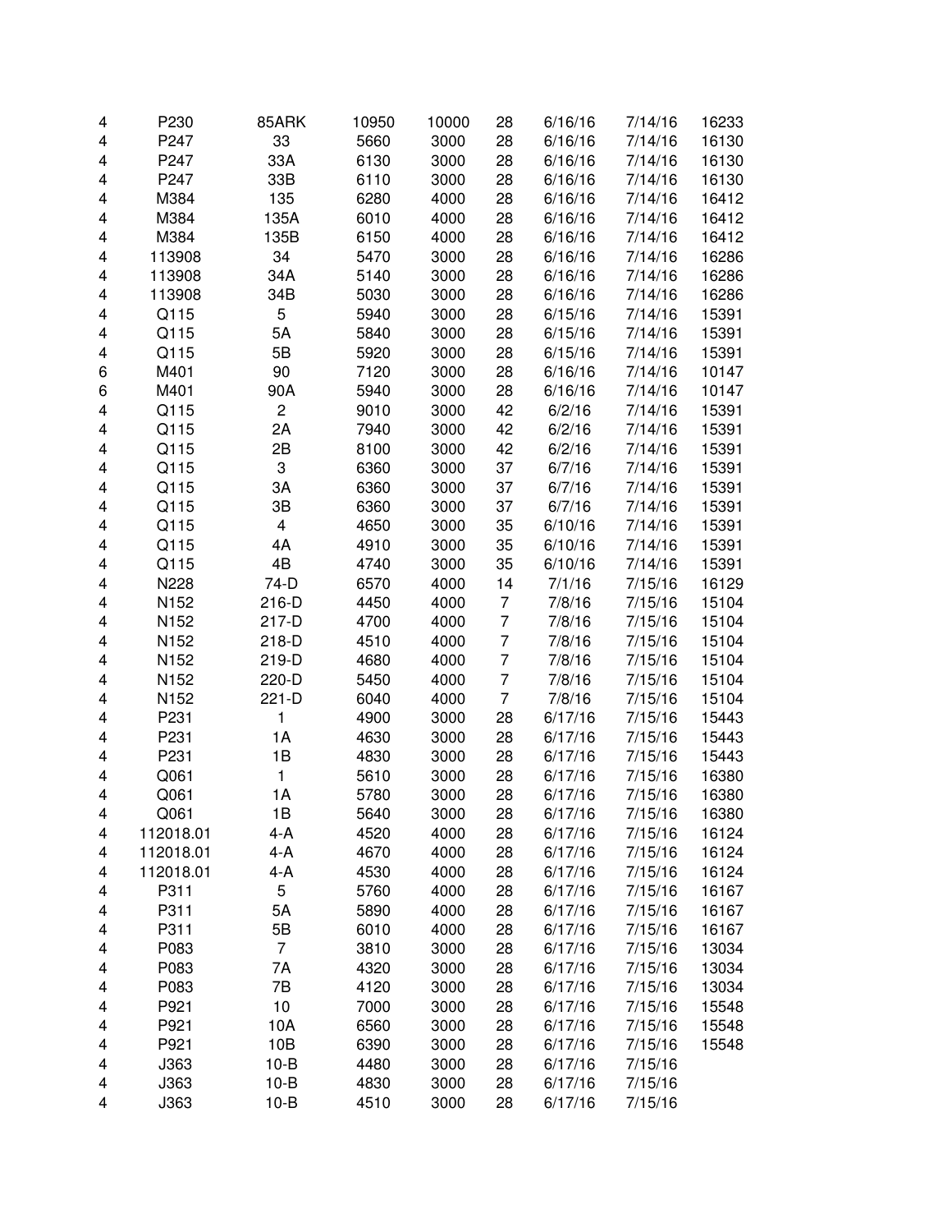|  |  |  |  |  |  |  |  |  |
|---|---|---|---|---|---|---|---|---|
| 4 | P230 | 85ARK | 10950 | 10000 | 28 | 6/16/16 | 7/14/16 | 16233 |
| 4 | P247 | 33 | 5660 | 3000 | 28 | 6/16/16 | 7/14/16 | 16130 |
| 4 | P247 | 33A | 6130 | 3000 | 28 | 6/16/16 | 7/14/16 | 16130 |
| 4 | P247 | 33B | 6110 | 3000 | 28 | 6/16/16 | 7/14/16 | 16130 |
| 4 | M384 | 135 | 6280 | 4000 | 28 | 6/16/16 | 7/14/16 | 16412 |
| 4 | M384 | 135A | 6010 | 4000 | 28 | 6/16/16 | 7/14/16 | 16412 |
| 4 | M384 | 135B | 6150 | 4000 | 28 | 6/16/16 | 7/14/16 | 16412 |
| 4 | 113908 | 34 | 5470 | 3000 | 28 | 6/16/16 | 7/14/16 | 16286 |
| 4 | 113908 | 34A | 5140 | 3000 | 28 | 6/16/16 | 7/14/16 | 16286 |
| 4 | 113908 | 34B | 5030 | 3000 | 28 | 6/16/16 | 7/14/16 | 16286 |
| 4 | Q115 | 5 | 5940 | 3000 | 28 | 6/15/16 | 7/14/16 | 15391 |
| 4 | Q115 | 5A | 5840 | 3000 | 28 | 6/15/16 | 7/14/16 | 15391 |
| 4 | Q115 | 5B | 5920 | 3000 | 28 | 6/15/16 | 7/14/16 | 15391 |
| 6 | M401 | 90 | 7120 | 3000 | 28 | 6/16/16 | 7/14/16 | 10147 |
| 6 | M401 | 90A | 5940 | 3000 | 28 | 6/16/16 | 7/14/16 | 10147 |
| 4 | Q115 | 2 | 9010 | 3000 | 42 | 6/2/16 | 7/14/16 | 15391 |
| 4 | Q115 | 2A | 7940 | 3000 | 42 | 6/2/16 | 7/14/16 | 15391 |
| 4 | Q115 | 2B | 8100 | 3000 | 42 | 6/2/16 | 7/14/16 | 15391 |
| 4 | Q115 | 3 | 6360 | 3000 | 37 | 6/7/16 | 7/14/16 | 15391 |
| 4 | Q115 | 3A | 6360 | 3000 | 37 | 6/7/16 | 7/14/16 | 15391 |
| 4 | Q115 | 3B | 6360 | 3000 | 37 | 6/7/16 | 7/14/16 | 15391 |
| 4 | Q115 | 4 | 4650 | 3000 | 35 | 6/10/16 | 7/14/16 | 15391 |
| 4 | Q115 | 4A | 4910 | 3000 | 35 | 6/10/16 | 7/14/16 | 15391 |
| 4 | Q115 | 4B | 4740 | 3000 | 35 | 6/10/16 | 7/14/16 | 15391 |
| 4 | N228 | 74-D | 6570 | 4000 | 14 | 7/1/16 | 7/15/16 | 16129 |
| 4 | N152 | 216-D | 4450 | 4000 | 7 | 7/8/16 | 7/15/16 | 15104 |
| 4 | N152 | 217-D | 4700 | 4000 | 7 | 7/8/16 | 7/15/16 | 15104 |
| 4 | N152 | 218-D | 4510 | 4000 | 7 | 7/8/16 | 7/15/16 | 15104 |
| 4 | N152 | 219-D | 4680 | 4000 | 7 | 7/8/16 | 7/15/16 | 15104 |
| 4 | N152 | 220-D | 5450 | 4000 | 7 | 7/8/16 | 7/15/16 | 15104 |
| 4 | N152 | 221-D | 6040 | 4000 | 7 | 7/8/16 | 7/15/16 | 15104 |
| 4 | P231 | 1 | 4900 | 3000 | 28 | 6/17/16 | 7/15/16 | 15443 |
| 4 | P231 | 1A | 4630 | 3000 | 28 | 6/17/16 | 7/15/16 | 15443 |
| 4 | P231 | 1B | 4830 | 3000 | 28 | 6/17/16 | 7/15/16 | 15443 |
| 4 | Q061 | 1 | 5610 | 3000 | 28 | 6/17/16 | 7/15/16 | 16380 |
| 4 | Q061 | 1A | 5780 | 3000 | 28 | 6/17/16 | 7/15/16 | 16380 |
| 4 | Q061 | 1B | 5640 | 3000 | 28 | 6/17/16 | 7/15/16 | 16380 |
| 4 | 112018.01 | 4-A | 4520 | 4000 | 28 | 6/17/16 | 7/15/16 | 16124 |
| 4 | 112018.01 | 4-A | 4670 | 4000 | 28 | 6/17/16 | 7/15/16 | 16124 |
| 4 | 112018.01 | 4-A | 4530 | 4000 | 28 | 6/17/16 | 7/15/16 | 16124 |
| 4 | P311 | 5 | 5760 | 4000 | 28 | 6/17/16 | 7/15/16 | 16167 |
| 4 | P311 | 5A | 5890 | 4000 | 28 | 6/17/16 | 7/15/16 | 16167 |
| 4 | P311 | 5B | 6010 | 4000 | 28 | 6/17/16 | 7/15/16 | 16167 |
| 4 | P083 | 7 | 3810 | 3000 | 28 | 6/17/16 | 7/15/16 | 13034 |
| 4 | P083 | 7A | 4320 | 3000 | 28 | 6/17/16 | 7/15/16 | 13034 |
| 4 | P083 | 7B | 4120 | 3000 | 28 | 6/17/16 | 7/15/16 | 13034 |
| 4 | P921 | 10 | 7000 | 3000 | 28 | 6/17/16 | 7/15/16 | 15548 |
| 4 | P921 | 10A | 6560 | 3000 | 28 | 6/17/16 | 7/15/16 | 15548 |
| 4 | P921 | 10B | 6390 | 3000 | 28 | 6/17/16 | 7/15/16 | 15548 |
| 4 | J363 | 10-B | 4480 | 3000 | 28 | 6/17/16 | 7/15/16 |  |
| 4 | J363 | 10-B | 4830 | 3000 | 28 | 6/17/16 | 7/15/16 |  |
| 4 | J363 | 10-B | 4510 | 3000 | 28 | 6/17/16 | 7/15/16 |  |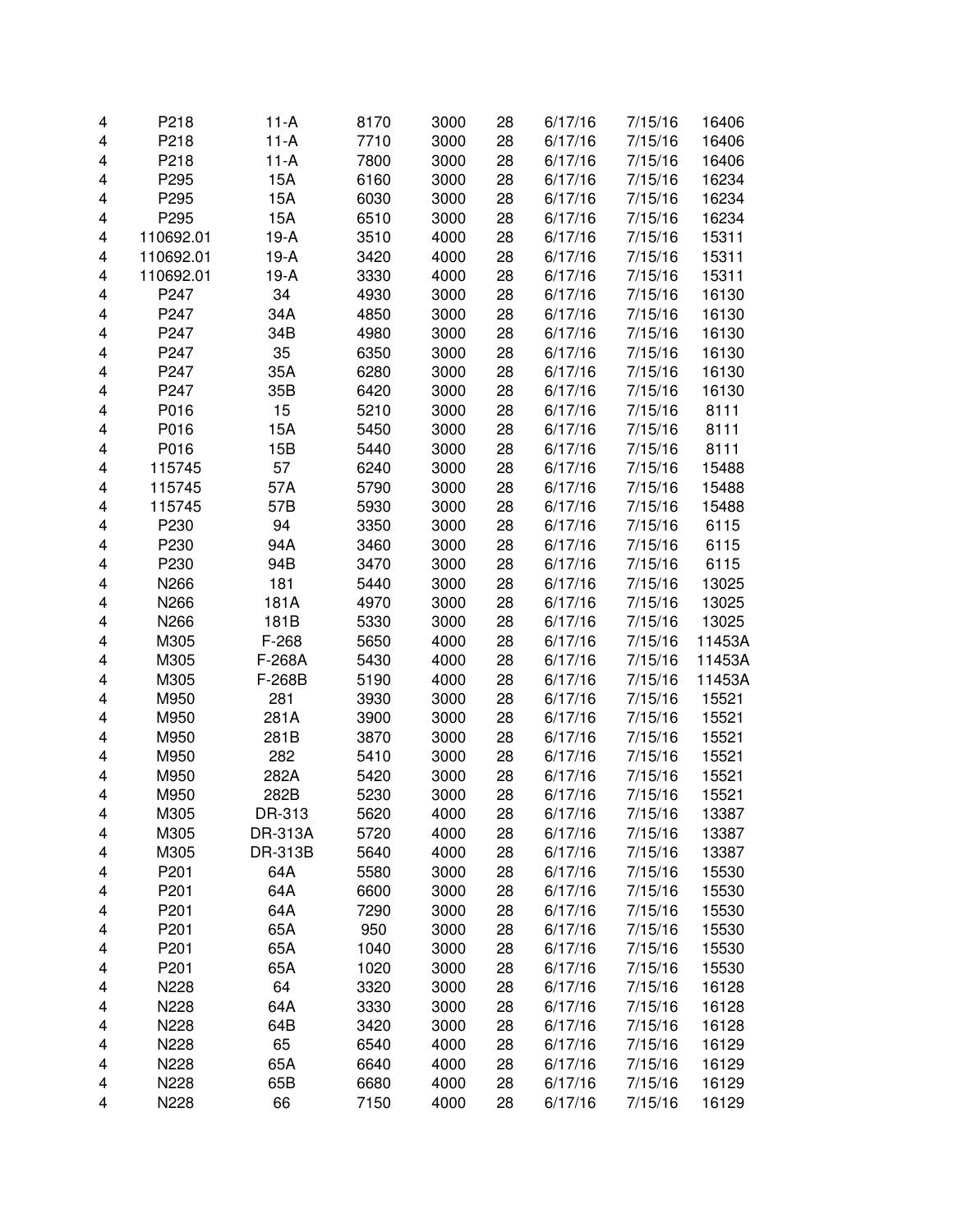| | | | | | | | | |
|---|---|---|---|---|---|---|---|---|
| 4 | P218 | 11-A | 8170 | 3000 | 28 | 6/17/16 | 7/15/16 | 16406 |
| 4 | P218 | 11-A | 7710 | 3000 | 28 | 6/17/16 | 7/15/16 | 16406 |
| 4 | P218 | 11-A | 7800 | 3000 | 28 | 6/17/16 | 7/15/16 | 16406 |
| 4 | P295 | 15A | 6160 | 3000 | 28 | 6/17/16 | 7/15/16 | 16234 |
| 4 | P295 | 15A | 6030 | 3000 | 28 | 6/17/16 | 7/15/16 | 16234 |
| 4 | P295 | 15A | 6510 | 3000 | 28 | 6/17/16 | 7/15/16 | 16234 |
| 4 | 110692.01 | 19-A | 3510 | 4000 | 28 | 6/17/16 | 7/15/16 | 15311 |
| 4 | 110692.01 | 19-A | 3420 | 4000 | 28 | 6/17/16 | 7/15/16 | 15311 |
| 4 | 110692.01 | 19-A | 3330 | 4000 | 28 | 6/17/16 | 7/15/16 | 15311 |
| 4 | P247 | 34 | 4930 | 3000 | 28 | 6/17/16 | 7/15/16 | 16130 |
| 4 | P247 | 34A | 4850 | 3000 | 28 | 6/17/16 | 7/15/16 | 16130 |
| 4 | P247 | 34B | 4980 | 3000 | 28 | 6/17/16 | 7/15/16 | 16130 |
| 4 | P247 | 35 | 6350 | 3000 | 28 | 6/17/16 | 7/15/16 | 16130 |
| 4 | P247 | 35A | 6280 | 3000 | 28 | 6/17/16 | 7/15/16 | 16130 |
| 4 | P247 | 35B | 6420 | 3000 | 28 | 6/17/16 | 7/15/16 | 16130 |
| 4 | P016 | 15 | 5210 | 3000 | 28 | 6/17/16 | 7/15/16 | 8111 |
| 4 | P016 | 15A | 5450 | 3000 | 28 | 6/17/16 | 7/15/16 | 8111 |
| 4 | P016 | 15B | 5440 | 3000 | 28 | 6/17/16 | 7/15/16 | 8111 |
| 4 | 115745 | 57 | 6240 | 3000 | 28 | 6/17/16 | 7/15/16 | 15488 |
| 4 | 115745 | 57A | 5790 | 3000 | 28 | 6/17/16 | 7/15/16 | 15488 |
| 4 | 115745 | 57B | 5930 | 3000 | 28 | 6/17/16 | 7/15/16 | 15488 |
| 4 | P230 | 94 | 3350 | 3000 | 28 | 6/17/16 | 7/15/16 | 6115 |
| 4 | P230 | 94A | 3460 | 3000 | 28 | 6/17/16 | 7/15/16 | 6115 |
| 4 | P230 | 94B | 3470 | 3000 | 28 | 6/17/16 | 7/15/16 | 6115 |
| 4 | N266 | 181 | 5440 | 3000 | 28 | 6/17/16 | 7/15/16 | 13025 |
| 4 | N266 | 181A | 4970 | 3000 | 28 | 6/17/16 | 7/15/16 | 13025 |
| 4 | N266 | 181B | 5330 | 3000 | 28 | 6/17/16 | 7/15/16 | 13025 |
| 4 | M305 | F-268 | 5650 | 4000 | 28 | 6/17/16 | 7/15/16 | 11453A |
| 4 | M305 | F-268A | 5430 | 4000 | 28 | 6/17/16 | 7/15/16 | 11453A |
| 4 | M305 | F-268B | 5190 | 4000 | 28 | 6/17/16 | 7/15/16 | 11453A |
| 4 | M950 | 281 | 3930 | 3000 | 28 | 6/17/16 | 7/15/16 | 15521 |
| 4 | M950 | 281A | 3900 | 3000 | 28 | 6/17/16 | 7/15/16 | 15521 |
| 4 | M950 | 281B | 3870 | 3000 | 28 | 6/17/16 | 7/15/16 | 15521 |
| 4 | M950 | 282 | 5410 | 3000 | 28 | 6/17/16 | 7/15/16 | 15521 |
| 4 | M950 | 282A | 5420 | 3000 | 28 | 6/17/16 | 7/15/16 | 15521 |
| 4 | M950 | 282B | 5230 | 3000 | 28 | 6/17/16 | 7/15/16 | 15521 |
| 4 | M305 | DR-313 | 5620 | 4000 | 28 | 6/17/16 | 7/15/16 | 13387 |
| 4 | M305 | DR-313A | 5720 | 4000 | 28 | 6/17/16 | 7/15/16 | 13387 |
| 4 | M305 | DR-313B | 5640 | 4000 | 28 | 6/17/16 | 7/15/16 | 13387 |
| 4 | P201 | 64A | 5580 | 3000 | 28 | 6/17/16 | 7/15/16 | 15530 |
| 4 | P201 | 64A | 6600 | 3000 | 28 | 6/17/16 | 7/15/16 | 15530 |
| 4 | P201 | 64A | 7290 | 3000 | 28 | 6/17/16 | 7/15/16 | 15530 |
| 4 | P201 | 65A | 950 | 3000 | 28 | 6/17/16 | 7/15/16 | 15530 |
| 4 | P201 | 65A | 1040 | 3000 | 28 | 6/17/16 | 7/15/16 | 15530 |
| 4 | P201 | 65A | 1020 | 3000 | 28 | 6/17/16 | 7/15/16 | 15530 |
| 4 | N228 | 64 | 3320 | 3000 | 28 | 6/17/16 | 7/15/16 | 16128 |
| 4 | N228 | 64A | 3330 | 3000 | 28 | 6/17/16 | 7/15/16 | 16128 |
| 4 | N228 | 64B | 3420 | 3000 | 28 | 6/17/16 | 7/15/16 | 16128 |
| 4 | N228 | 65 | 6540 | 4000 | 28 | 6/17/16 | 7/15/16 | 16129 |
| 4 | N228 | 65A | 6640 | 4000 | 28 | 6/17/16 | 7/15/16 | 16129 |
| 4 | N228 | 65B | 6680 | 4000 | 28 | 6/17/16 | 7/15/16 | 16129 |
| 4 | N228 | 66 | 7150 | 4000 | 28 | 6/17/16 | 7/15/16 | 16129 |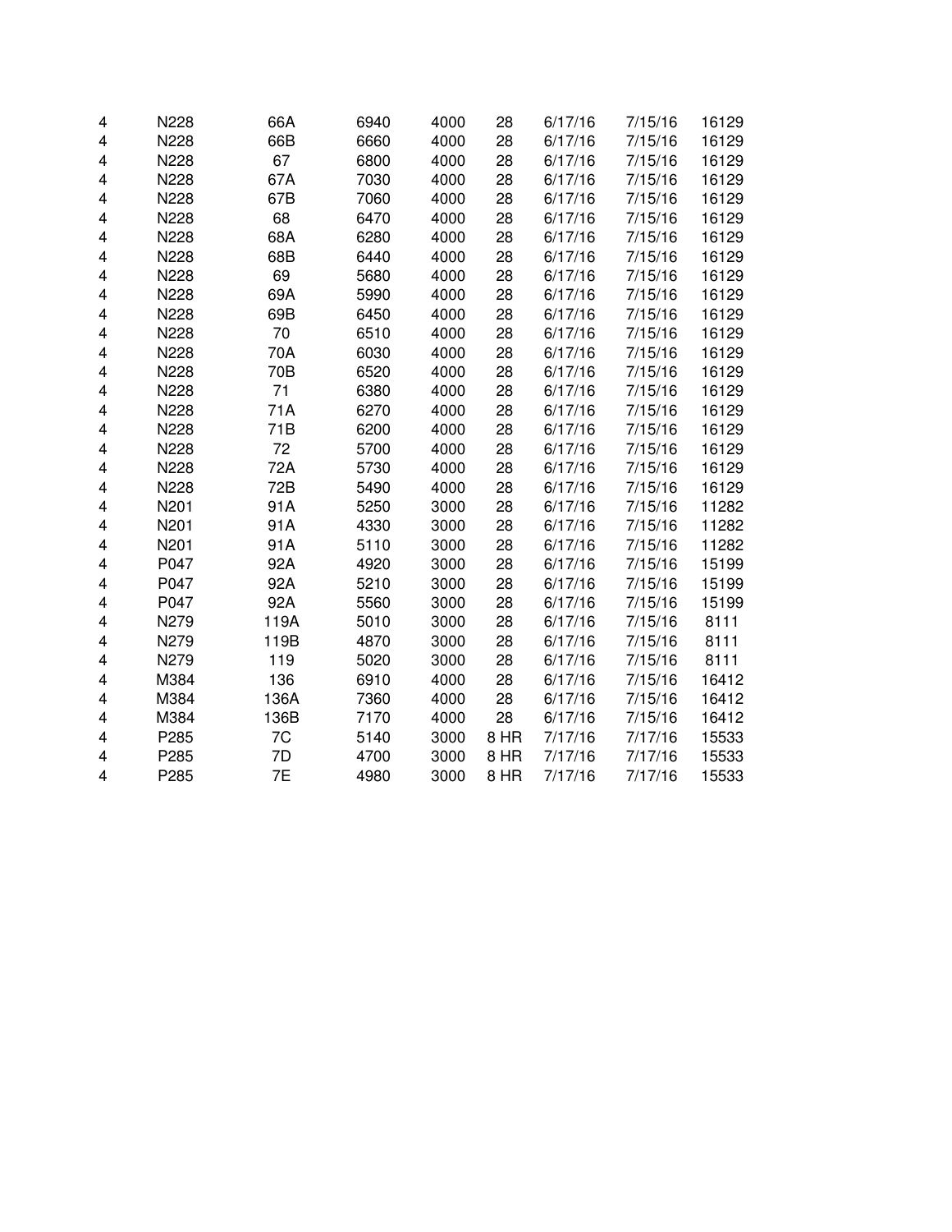| | | | | | | | | |
|---|---|---|---|---|---|---|---|---|
| 4 | N228 | 66A | 6940 | 4000 | 28 | 6/17/16 | 7/15/16 | 16129 |
| 4 | N228 | 66B | 6660 | 4000 | 28 | 6/17/16 | 7/15/16 | 16129 |
| 4 | N228 | 67 | 6800 | 4000 | 28 | 6/17/16 | 7/15/16 | 16129 |
| 4 | N228 | 67A | 7030 | 4000 | 28 | 6/17/16 | 7/15/16 | 16129 |
| 4 | N228 | 67B | 7060 | 4000 | 28 | 6/17/16 | 7/15/16 | 16129 |
| 4 | N228 | 68 | 6470 | 4000 | 28 | 6/17/16 | 7/15/16 | 16129 |
| 4 | N228 | 68A | 6280 | 4000 | 28 | 6/17/16 | 7/15/16 | 16129 |
| 4 | N228 | 68B | 6440 | 4000 | 28 | 6/17/16 | 7/15/16 | 16129 |
| 4 | N228 | 69 | 5680 | 4000 | 28 | 6/17/16 | 7/15/16 | 16129 |
| 4 | N228 | 69A | 5990 | 4000 | 28 | 6/17/16 | 7/15/16 | 16129 |
| 4 | N228 | 69B | 6450 | 4000 | 28 | 6/17/16 | 7/15/16 | 16129 |
| 4 | N228 | 70 | 6510 | 4000 | 28 | 6/17/16 | 7/15/16 | 16129 |
| 4 | N228 | 70A | 6030 | 4000 | 28 | 6/17/16 | 7/15/16 | 16129 |
| 4 | N228 | 70B | 6520 | 4000 | 28 | 6/17/16 | 7/15/16 | 16129 |
| 4 | N228 | 71 | 6380 | 4000 | 28 | 6/17/16 | 7/15/16 | 16129 |
| 4 | N228 | 71A | 6270 | 4000 | 28 | 6/17/16 | 7/15/16 | 16129 |
| 4 | N228 | 71B | 6200 | 4000 | 28 | 6/17/16 | 7/15/16 | 16129 |
| 4 | N228 | 72 | 5700 | 4000 | 28 | 6/17/16 | 7/15/16 | 16129 |
| 4 | N228 | 72A | 5730 | 4000 | 28 | 6/17/16 | 7/15/16 | 16129 |
| 4 | N228 | 72B | 5490 | 4000 | 28 | 6/17/16 | 7/15/16 | 16129 |
| 4 | N201 | 91A | 5250 | 3000 | 28 | 6/17/16 | 7/15/16 | 11282 |
| 4 | N201 | 91A | 4330 | 3000 | 28 | 6/17/16 | 7/15/16 | 11282 |
| 4 | N201 | 91A | 5110 | 3000 | 28 | 6/17/16 | 7/15/16 | 11282 |
| 4 | P047 | 92A | 4920 | 3000 | 28 | 6/17/16 | 7/15/16 | 15199 |
| 4 | P047 | 92A | 5210 | 3000 | 28 | 6/17/16 | 7/15/16 | 15199 |
| 4 | P047 | 92A | 5560 | 3000 | 28 | 6/17/16 | 7/15/16 | 15199 |
| 4 | N279 | 119A | 5010 | 3000 | 28 | 6/17/16 | 7/15/16 | 8111 |
| 4 | N279 | 119B | 4870 | 3000 | 28 | 6/17/16 | 7/15/16 | 8111 |
| 4 | N279 | 119 | 5020 | 3000 | 28 | 6/17/16 | 7/15/16 | 8111 |
| 4 | M384 | 136 | 6910 | 4000 | 28 | 6/17/16 | 7/15/16 | 16412 |
| 4 | M384 | 136A | 7360 | 4000 | 28 | 6/17/16 | 7/15/16 | 16412 |
| 4 | M384 | 136B | 7170 | 4000 | 28 | 6/17/16 | 7/15/16 | 16412 |
| 4 | P285 | 7C | 5140 | 3000 | 8 HR | 7/17/16 | 7/17/16 | 15533 |
| 4 | P285 | 7D | 4700 | 3000 | 8 HR | 7/17/16 | 7/17/16 | 15533 |
| 4 | P285 | 7E | 4980 | 3000 | 8 HR | 7/17/16 | 7/17/16 | 15533 |